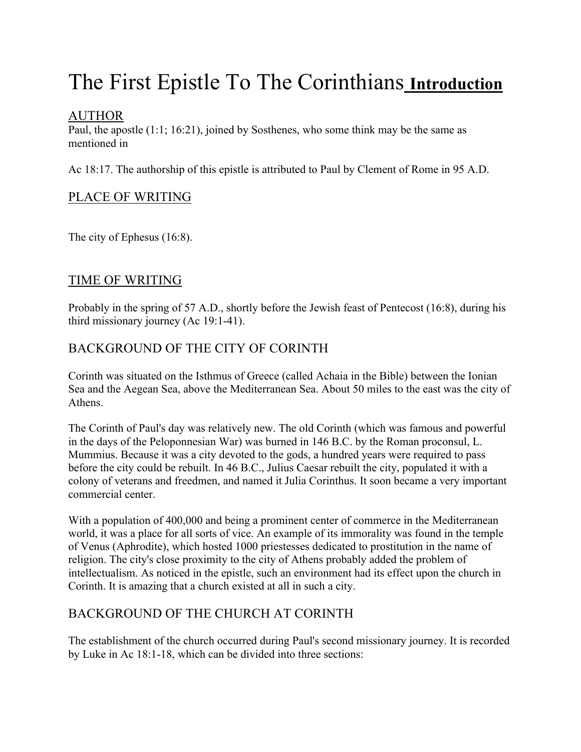# The First Epistle To The Corinthians **Introduction**

## AUTHOR

Paul, the apostle (1:1; 16:21), joined by Sosthenes, who some think may be the same as mentioned in

Ac 18:17. The authorship of this epistle is attributed to Paul by Clement of Rome in 95 A.D.

## PLACE OF WRITING

The city of Ephesus (16:8).

## TIME OF WRITING

Probably in the spring of 57 A.D., shortly before the Jewish feast of Pentecost (16:8), during his third missionary journey (Ac 19:1-41).

## BACKGROUND OF THE CITY OF CORINTH

Corinth was situated on the Isthmus of Greece (called Achaia in the Bible) between the Ionian Sea and the Aegean Sea, above the Mediterranean Sea. About 50 miles to the east was the city of Athens.

The Corinth of Paul's day was relatively new. The old Corinth (which was famous and powerful in the days of the Peloponnesian War) was burned in 146 B.C. by the Roman proconsul, L. Mummius. Because it was a city devoted to the gods, a hundred years were required to pass before the city could be rebuilt. In 46 B.C., Julius Caesar rebuilt the city, populated it with a colony of veterans and freedmen, and named it Julia Corinthus. It soon became a very important commercial center.

With a population of 400,000 and being a prominent center of commerce in the Mediterranean world, it was a place for all sorts of vice. An example of its immorality was found in the temple of Venus (Aphrodite), which hosted 1000 priestesses dedicated to prostitution in the name of religion. The city's close proximity to the city of Athens probably added the problem of intellectualism. As noticed in the epistle, such an environment had its effect upon the church in Corinth. It is amazing that a church existed at all in such a city.

## BACKGROUND OF THE CHURCH AT CORINTH

The establishment of the church occurred during Paul's second missionary journey. It is recorded by Luke in Ac 18:1-18, which can be divided into three sections: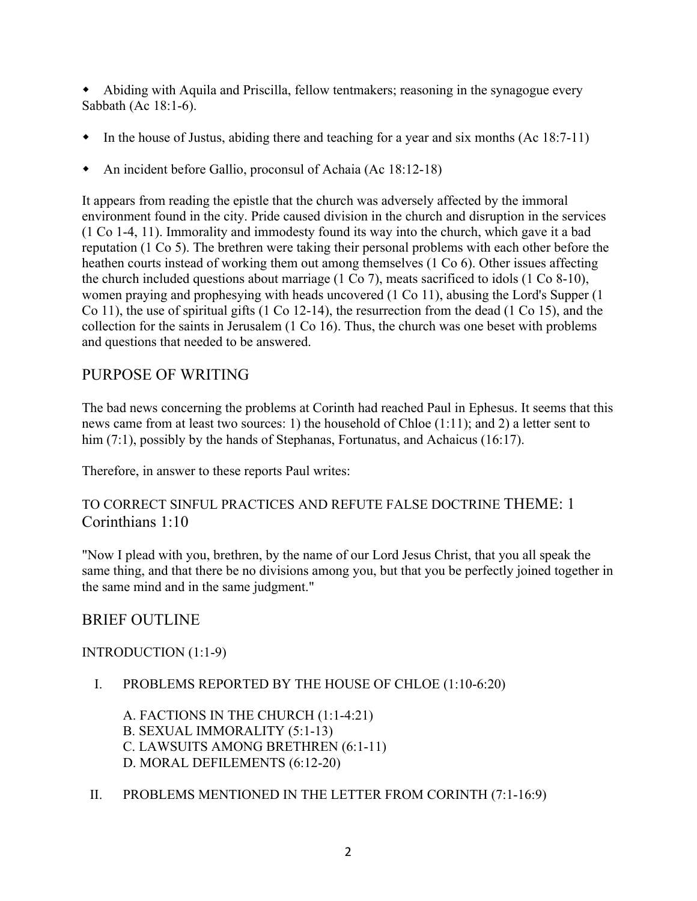- Abiding with Aquila and Priscilla, fellow tentmakers; reasoning in the synagogue every Sabbath (Ac 18:1-6).
- In the house of Justus, abiding there and teaching for a year and six months (Ac 18:7-11)
- An incident before Gallio, proconsul of Achaia (Ac 18:12-18)

It appears from reading the epistle that the church was adversely affected by the immoral environment found in the city. Pride caused division in the church and disruption in the services (1 Co 1-4, 11). Immorality and immodesty found its way into the church, which gave it a bad reputation (1 Co 5). The brethren were taking their personal problems with each other before the heathen courts instead of working them out among themselves (1 Co 6). Other issues affecting the church included questions about marriage (1 Co 7), meats sacrificed to idols (1 Co 8-10), women praying and prophesying with heads uncovered (1 Co 11), abusing the Lord's Supper (1 Co 11), the use of spiritual gifts (1 Co 12-14), the resurrection from the dead (1 Co 15), and the collection for the saints in Jerusalem (1 Co 16). Thus, the church was one beset with problems and questions that needed to be answered.

## PURPOSE OF WRITING

The bad news concerning the problems at Corinth had reached Paul in Ephesus. It seems that this news came from at least two sources: 1) the household of Chloe (1:11); and 2) a letter sent to him (7:1), possibly by the hands of Stephanas, Fortunatus, and Achaicus (16:17).

Therefore, in answer to these reports Paul writes:

TO CORRECT SINFUL PRACTICES AND REFUTE FALSE DOCTRINE THEME: 1 Corinthians 1:10

"Now I plead with you, brethren, by the name of our Lord Jesus Christ, that you all speak the same thing, and that there be no divisions among you, but that you be perfectly joined together in the same mind and in the same judgment."

## BRIEF OUTLINE

INTRODUCTION (1:1-9)

I. PROBLEMS REPORTED BY THE HOUSE OF CHLOE (1:10-6:20)

   A. FACTIONS IN THE CHURCH (1:1-4:21)
   B. SEXUAL IMMORALITY (5:1-13)
   C. LAWSUITS AMONG BRETHREN (6:1-11)
   D. MORAL DEFILEMENTS (6:12-20)

II. PROBLEMS MENTIONED IN THE LETTER FROM CORINTH (7:1-16:9)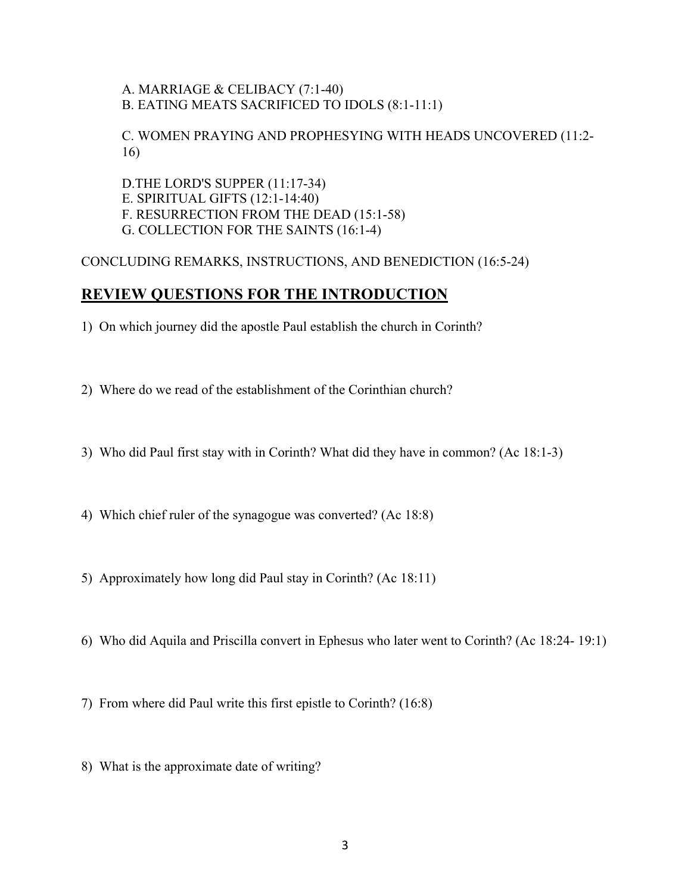A. MARRIAGE & CELIBACY (7:1-40)
B. EATING MEATS SACRIFICED TO IDOLS (8:1-11:1)

C. WOMEN PRAYING AND PROPHESYING WITH HEADS UNCOVERED (11:2-16)

D.THE LORD'S SUPPER (11:17-34)
E. SPIRITUAL GIFTS (12:1-14:40)
F. RESURRECTION FROM THE DEAD (15:1-58)
G. COLLECTION FOR THE SAINTS (16:1-4)

CONCLUDING REMARKS, INSTRUCTIONS, AND BENEDICTION (16:5-24)

## **REVIEW QUESTIONS FOR THE INTRODUCTION**

1) On which journey did the apostle Paul establish the church in Corinth?

2) Where do we read of the establishment of the Corinthian church?

3) Who did Paul first stay with in Corinth? What did they have in common? (Ac 18:1-3)

4) Which chief ruler of the synagogue was converted? (Ac 18:8)

5) Approximately how long did Paul stay in Corinth? (Ac 18:11)

6) Who did Aquila and Priscilla convert in Ephesus who later went to Corinth? (Ac 18:24- 19:1)

7) From where did Paul write this first epistle to Corinth? (16:8)

8) What is the approximate date of writing?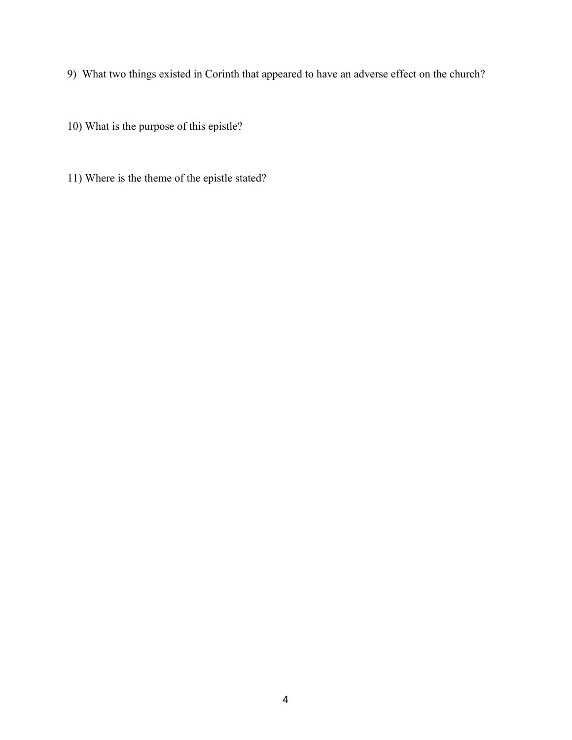9) What two things existed in Corinth that appeared to have an adverse effect on the church?

10) What is the purpose of this epistle?

11) Where is the theme of the epistle stated?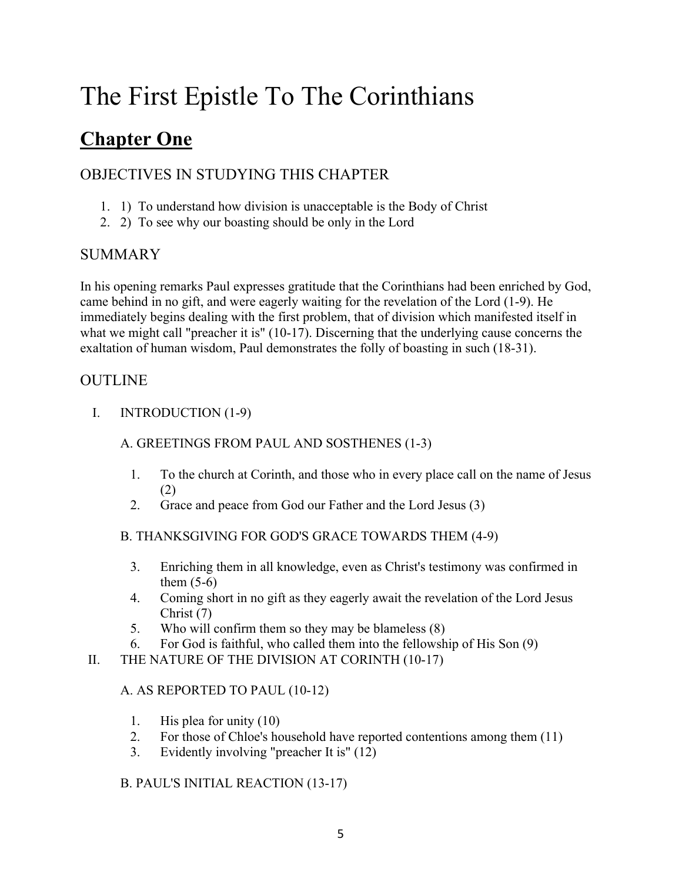# The First Epistle To The Corinthians

## Chapter One

### OBJECTIVES IN STUDYING THIS CHAPTER

1. 1) To understand how division is unacceptable is the Body of Christ
2. 2) To see why our boasting should be only in the Lord

### SUMMARY

In his opening remarks Paul expresses gratitude that the Corinthians had been enriched by God, came behind in no gift, and were eagerly waiting for the revelation of the Lord (1-9). He immediately begins dealing with the first problem, that of division which manifested itself in what we might call "preacher it is" (10-17). Discerning that the underlying cause concerns the exaltation of human wisdom, Paul demonstrates the folly of boasting in such (18-31).

### OUTLINE

I. INTRODUCTION (1-9)

   A. GREETINGS FROM PAUL AND SOSTHENES (1-3)

      1. To the church at Corinth, and those who in every place call on the name of Jesus (2)
      2. Grace and peace from God our Father and the Lord Jesus (3)

   B. THANKSGIVING FOR GOD'S GRACE TOWARDS THEM (4-9)

      3. Enriching them in all knowledge, even as Christ's testimony was confirmed in them (5-6)
      4. Coming short in no gift as they eagerly await the revelation of the Lord Jesus Christ (7)
      5. Who will confirm them so they may be blameless (8)
      6. For God is faithful, who called them into the fellowship of His Son (9)

II. THE NATURE OF THE DIVISION AT CORINTH (10-17)

   A. AS REPORTED TO PAUL (10-12)

      1. His plea for unity (10)
      2. For those of Chloe's household have reported contentions among them (11)
      3. Evidently involving "preacher It is" (12)

   B. PAUL'S INITIAL REACTION (13-17)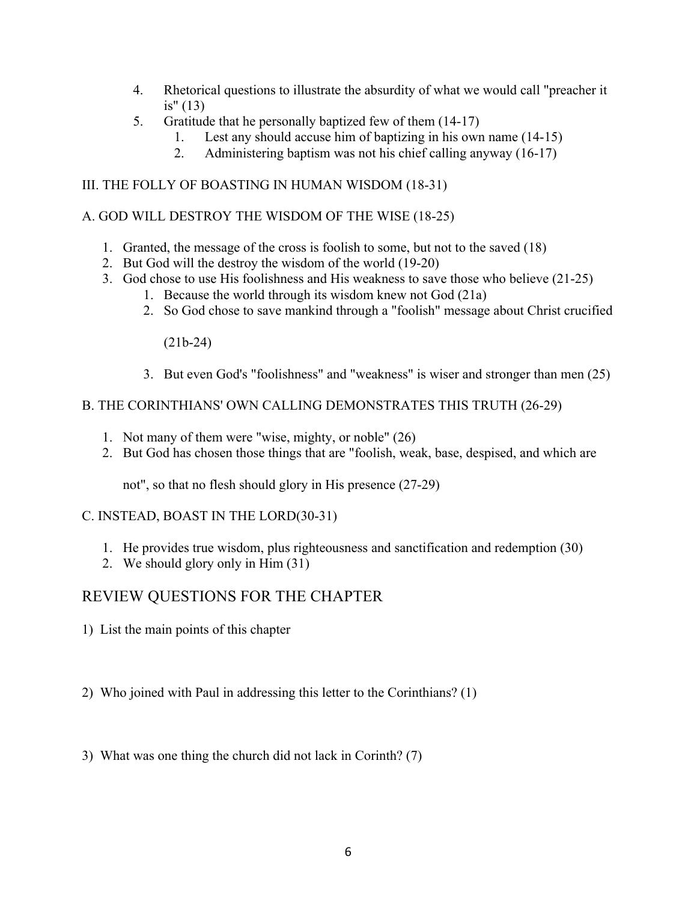4. Rhetorical questions to illustrate the absurdity of what we would call "preacher it is" (13)
5. Gratitude that he personally baptized few of them (14-17)
    1. Lest any should accuse him of baptizing in his own name (14-15)
    2. Administering baptism was not his chief calling anyway (16-17)

III. THE FOLLY OF BOASTING IN HUMAN WISDOM (18-31)

A. GOD WILL DESTROY THE WISDOM OF THE WISE (18-25)

1. Granted, the message of the cross is foolish to some, but not to the saved (18)
2. But God will the destroy the wisdom of the world (19-20)
3. God chose to use His foolishness and His weakness to save those who believe (21-25)
    1. Because the world through its wisdom knew not God (21a)
    2. So God chose to save mankind through a "foolish" message about Christ crucified (21b-24)
    3. But even God's "foolishness" and "weakness" is wiser and stronger than men (25)

B. THE CORINTHIANS' OWN CALLING DEMONSTRATES THIS TRUTH (26-29)

1. Not many of them were "wise, mighty, or noble" (26)
2. But God has chosen those things that are "foolish, weak, base, despised, and which are not", so that no flesh should glory in His presence (27-29)

C. INSTEAD, BOAST IN THE LORD(30-31)

1. He provides true wisdom, plus righteousness and sanctification and redemption (30)
2. We should glory only in Him (31)

## REVIEW QUESTIONS FOR THE CHAPTER

1) List the main points of this chapter

2) Who joined with Paul in addressing this letter to the Corinthians? (1)

3) What was one thing the church did not lack in Corinth? (7)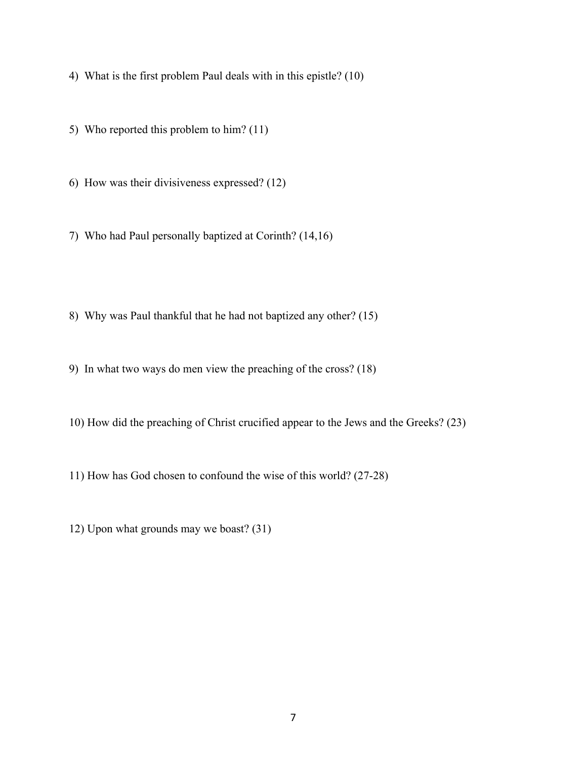4) What is the first problem Paul deals with in this epistle? (10)

5) Who reported this problem to him? (11)

6) How was their divisiveness expressed? (12)

7) Who had Paul personally baptized at Corinth? (14,16)

8) Why was Paul thankful that he had not baptized any other? (15)

9) In what two ways do men view the preaching of the cross? (18)

10) How did the preaching of Christ crucified appear to the Jews and the Greeks? (23)

11) How has God chosen to confound the wise of this world? (27-28)

12) Upon what grounds may we boast? (31)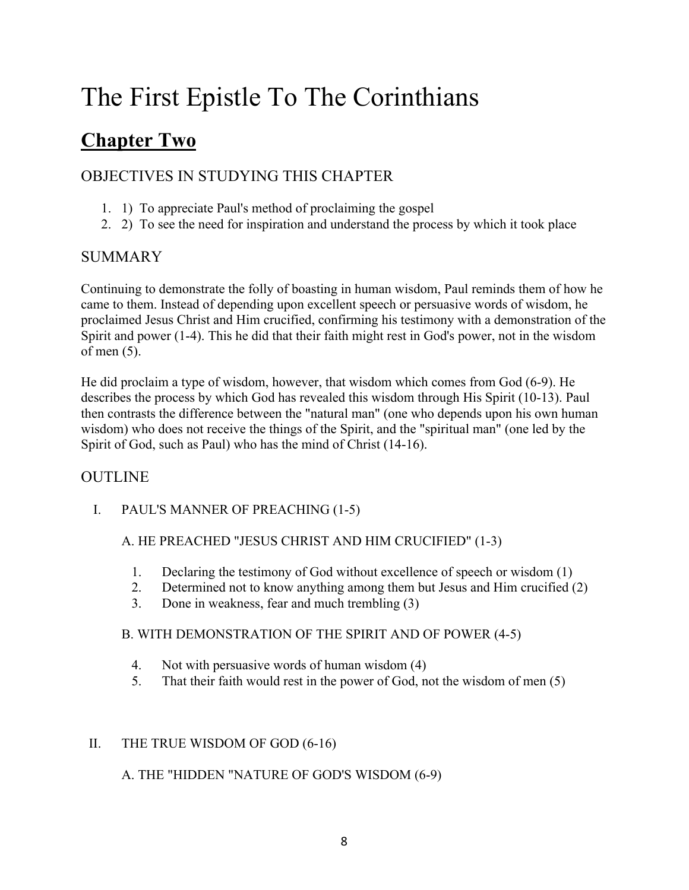# The First Epistle To The Corinthians

## Chapter Two

### OBJECTIVES IN STUDYING THIS CHAPTER

1. 1) To appreciate Paul's method of proclaiming the gospel
2. 2) To see the need for inspiration and understand the process by which it took place

### SUMMARY

Continuing to demonstrate the folly of boasting in human wisdom, Paul reminds them of how he came to them. Instead of depending upon excellent speech or persuasive words of wisdom, he proclaimed Jesus Christ and Him crucified, confirming his testimony with a demonstration of the Spirit and power (1-4). This he did that their faith might rest in God's power, not in the wisdom of men (5).

He did proclaim a type of wisdom, however, that wisdom which comes from God (6-9). He describes the process by which God has revealed this wisdom through His Spirit (10-13). Paul then contrasts the difference between the "natural man" (one who depends upon his own human wisdom) who does not receive the things of the Spirit, and the "spiritual man" (one led by the Spirit of God, such as Paul) who has the mind of Christ (14-16).

### OUTLINE

I. PAUL'S MANNER OF PREACHING (1-5)

A. HE PREACHED "JESUS CHRIST AND HIM CRUCIFIED" (1-3)

1. Declaring the testimony of God without excellence of speech or wisdom (1)
2. Determined not to know anything among them but Jesus and Him crucified (2)
3. Done in weakness, fear and much trembling (3)

B. WITH DEMONSTRATION OF THE SPIRIT AND OF POWER (4-5)

4. Not with persuasive words of human wisdom (4)
5. That their faith would rest in the power of God, not the wisdom of men (5)

II. THE TRUE WISDOM OF GOD (6-16)

A. THE "HIDDEN "NATURE OF GOD'S WISDOM (6-9)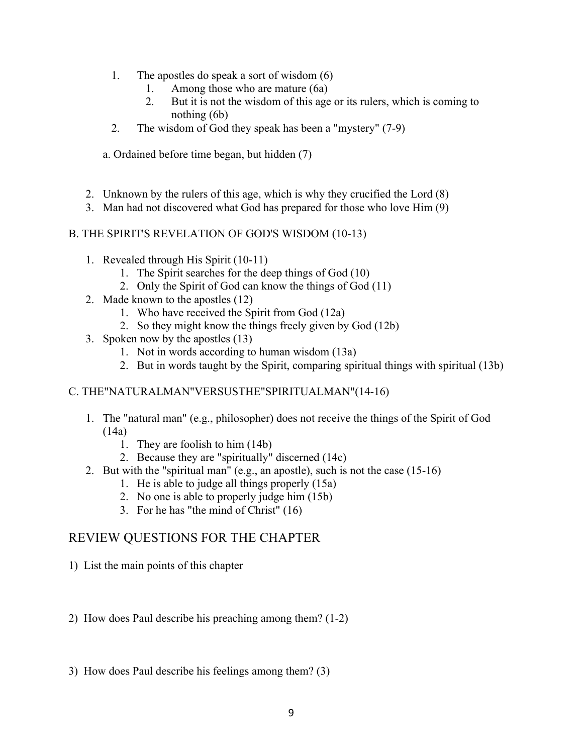1. The apostles do speak a sort of wisdom (6)
    1. Among those who are mature (6a)
    2. But it is not the wisdom of this age or its rulers, which is coming to nothing (6b)
2. The wisdom of God they speak has been a "mystery" (7-9)

a. Ordained before time began, but hidden (7)

2. Unknown by the rulers of this age, which is why they crucified the Lord (8)
3. Man had not discovered what God has prepared for those who love Him (9)

B. THE SPIRIT'S REVELATION OF GOD'S WISDOM (10-13)

1. Revealed through His Spirit (10-11)
    1. The Spirit searches for the deep things of God (10)
    2. Only the Spirit of God can know the things of God (11)
2. Made known to the apostles (12)
    1. Who have received the Spirit from God (12a)
    2. So they might know the things freely given by God (12b)
3. Spoken now by the apostles (13)
    1. Not in words according to human wisdom (13a)
    2. But in words taught by the Spirit, comparing spiritual things with spiritual (13b)

C. THE"NATURALMAN"VERSUSTHE"SPIRITUALMAN"(14-16)

1. The "natural man" (e.g., philosopher) does not receive the things of the Spirit of God (14a)
    1. They are foolish to him (14b)
    2. Because they are "spiritually" discerned (14c)
2. But with the "spiritual man" (e.g., an apostle), such is not the case (15-16)
    1. He is able to judge all things properly (15a)
    2. No one is able to properly judge him (15b)
    3. For he has "the mind of Christ" (16)

## REVIEW QUESTIONS FOR THE CHAPTER

1) List the main points of this chapter

2) How does Paul describe his preaching among them? (1-2)

3) How does Paul describe his feelings among them? (3)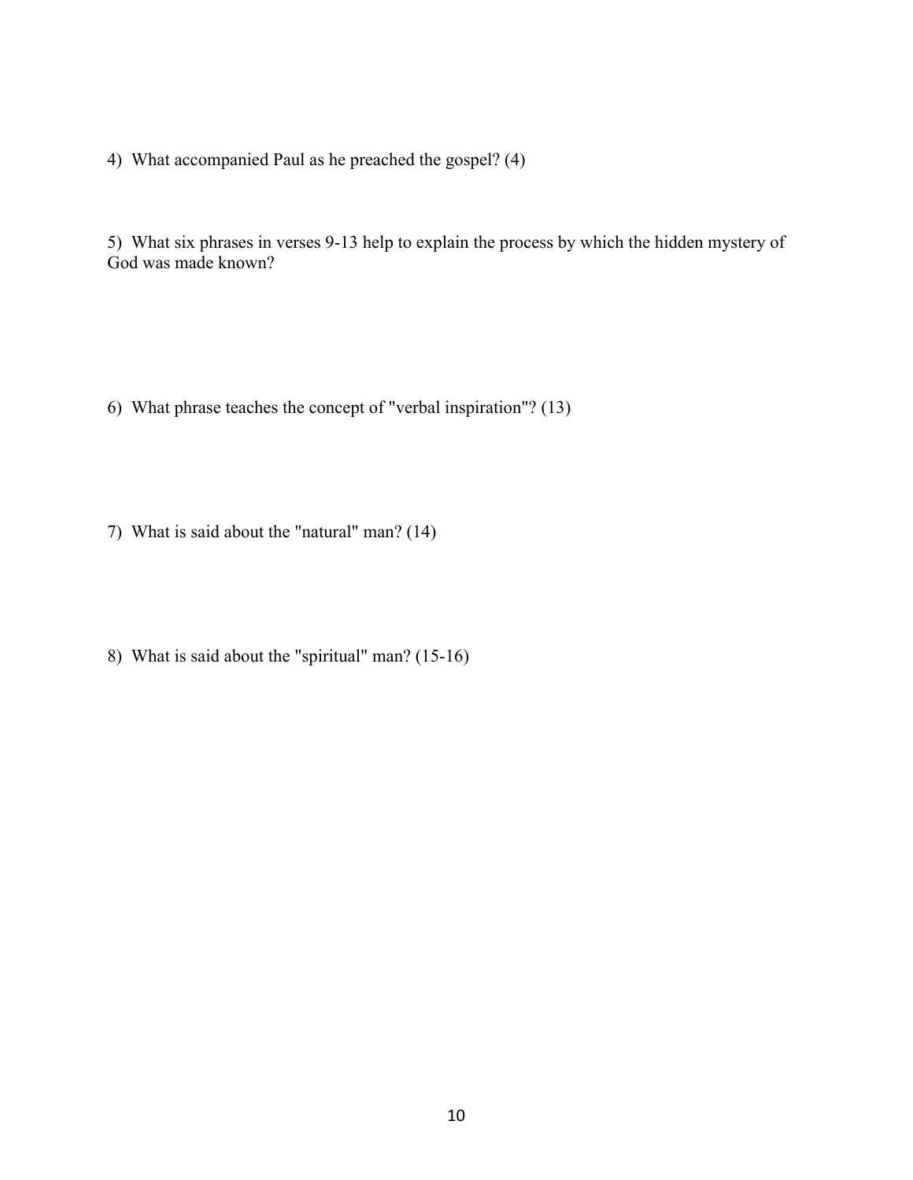4) What accompanied Paul as he preached the gospel? (4)

5) What six phrases in verses 9-13 help to explain the process by which the hidden mystery of God was made known?

6) What phrase teaches the concept of "verbal inspiration"? (13)

7) What is said about the "natural" man? (14)

8) What is said about the "spiritual" man? (15-16)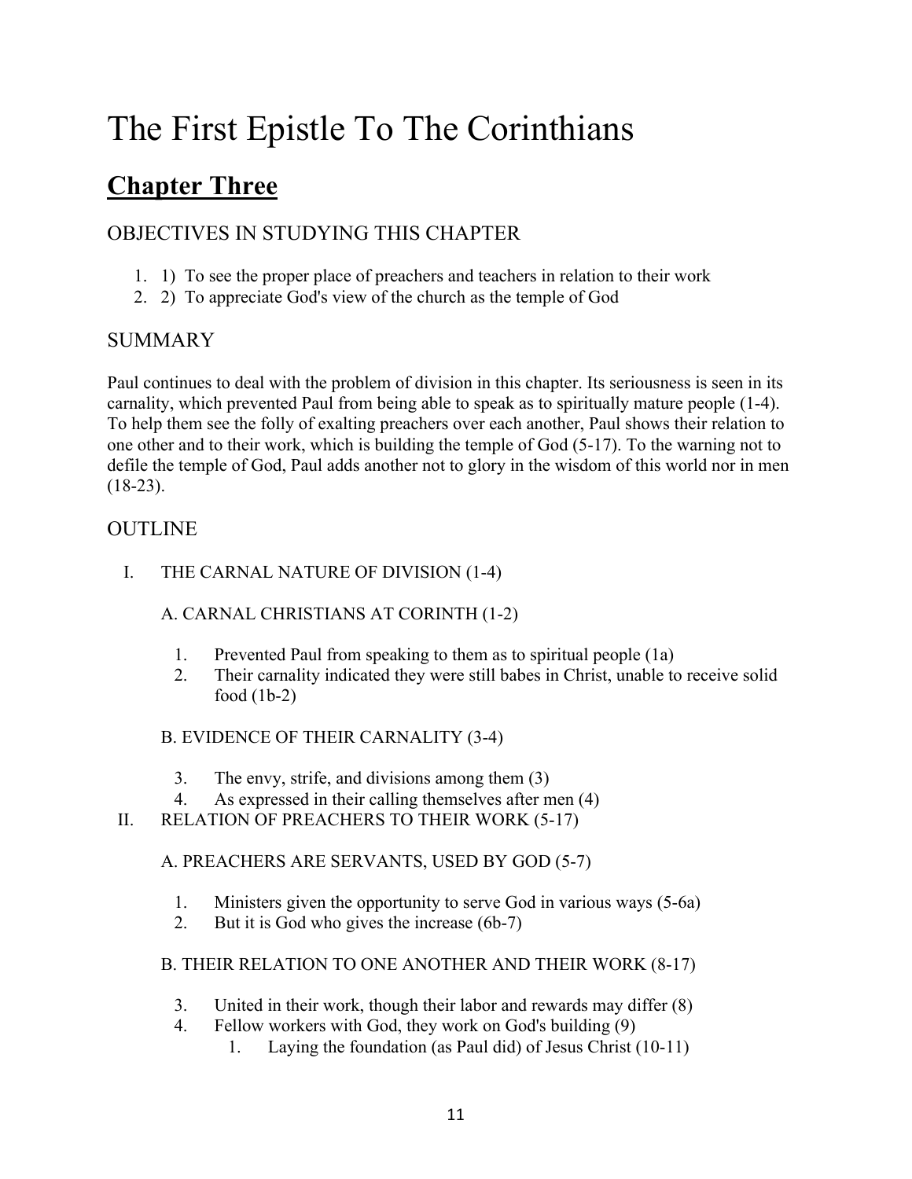# The First Epistle To The Corinthians

## Chapter Three

### OBJECTIVES IN STUDYING THIS CHAPTER

1. 1) To see the proper place of preachers and teachers in relation to their work
2. 2) To appreciate God's view of the church as the temple of God

### SUMMARY

Paul continues to deal with the problem of division in this chapter. Its seriousness is seen in its carnality, which prevented Paul from being able to speak as to spiritually mature people (1-4). To help them see the folly of exalting preachers over each another, Paul shows their relation to one other and to their work, which is building the temple of God (5-17). To the warning not to defile the temple of God, Paul adds another not to glory in the wisdom of this world nor in men (18-23).

### OUTLINE

I. THE CARNAL NATURE OF DIVISION (1-4)

   A. CARNAL CHRISTIANS AT CORINTH (1-2)

   1. Prevented Paul from speaking to them as to spiritual people (1a)
   2. Their carnality indicated they were still babes in Christ, unable to receive solid food (1b-2)

   B. EVIDENCE OF THEIR CARNALITY (3-4)

   3. The envy, strife, and divisions among them (3)
   4. As expressed in their calling themselves after men (4)

II. RELATION OF PREACHERS TO THEIR WORK (5-17)

   A. PREACHERS ARE SERVANTS, USED BY GOD (5-7)

   1. Ministers given the opportunity to serve God in various ways (5-6a)
   2. But it is God who gives the increase (6b-7)

   B. THEIR RELATION TO ONE ANOTHER AND THEIR WORK (8-17)

   3. United in their work, though their labor and rewards may differ (8)
   4. Fellow workers with God, they work on God's building (9)
      1. Laying the foundation (as Paul did) of Jesus Christ (10-11)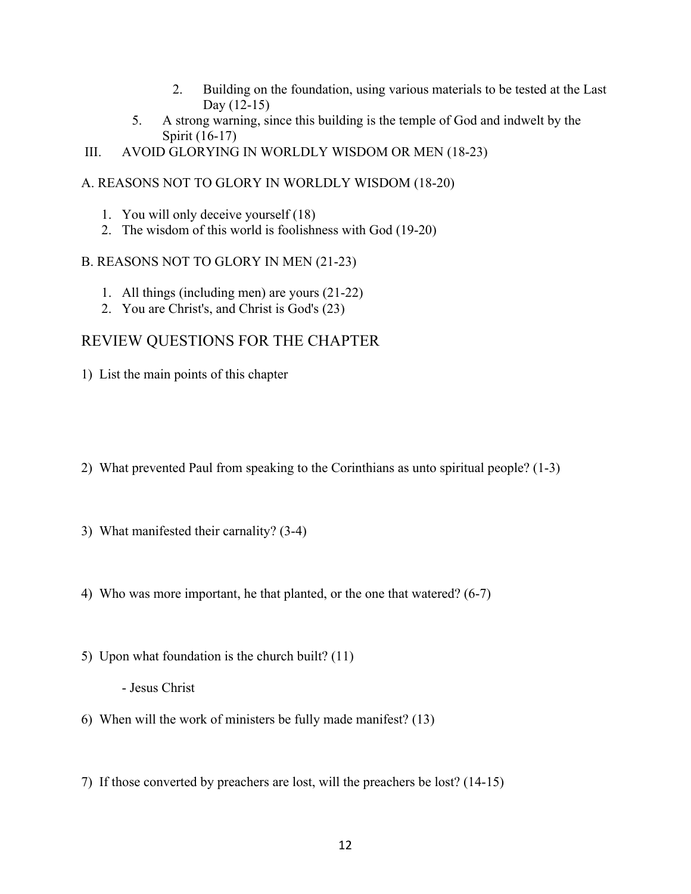2. Building on the foundation, using various materials to be tested at the Last Day (12-15)

5. A strong warning, since this building is the temple of God and indwelt by the Spirit (16-17)

III. AVOID GLORYING IN WORLDLY WISDOM OR MEN (18-23)

A. REASONS NOT TO GLORY IN WORLDLY WISDOM (18-20)

1. You will only deceive yourself (18)
2. The wisdom of this world is foolishness with God (19-20)

B. REASONS NOT TO GLORY IN MEN (21-23)

1. All things (including men) are yours (21-22)
2. You are Christ's, and Christ is God's (23)

## REVIEW QUESTIONS FOR THE CHAPTER

1) List the main points of this chapter

2) What prevented Paul from speaking to the Corinthians as unto spiritual people? (1-3)

3) What manifested their carnality? (3-4)

4) Who was more important, he that planted, or the one that watered? (6-7)

5) Upon what foundation is the church built? (11)

   - Jesus Christ

6) When will the work of ministers be fully made manifest? (13)

7) If those converted by preachers are lost, will the preachers be lost? (14-15)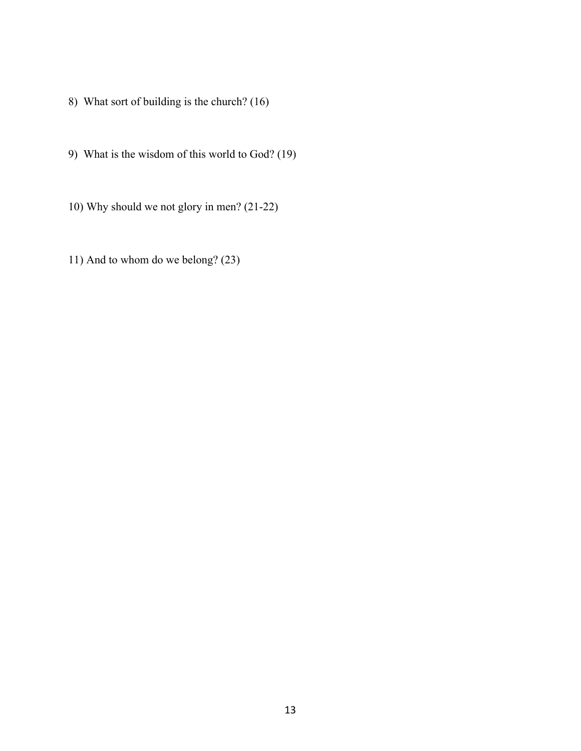8) What sort of building is the church? (16)

9) What is the wisdom of this world to God? (19)

10) Why should we not glory in men? (21-22)

11) And to whom do we belong? (23)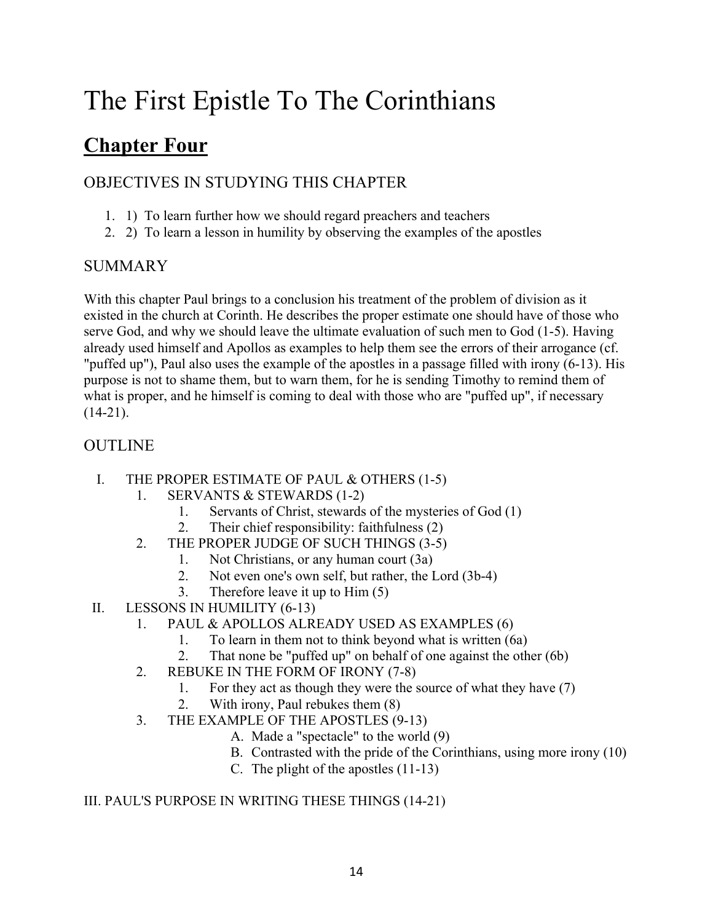# The First Epistle To The Corinthians

## Chapter Four

### OBJECTIVES IN STUDYING THIS CHAPTER

1. 1) To learn further how we should regard preachers and teachers
2. 2) To learn a lesson in humility by observing the examples of the apostles

### SUMMARY

With this chapter Paul brings to a conclusion his treatment of the problem of division as it existed in the church at Corinth. He describes the proper estimate one should have of those who serve God, and why we should leave the ultimate evaluation of such men to God (1-5). Having already used himself and Apollos as examples to help them see the errors of their arrogance (cf. "puffed up"), Paul also uses the example of the apostles in a passage filled with irony (6-13). His purpose is not to shame them, but to warn them, for he is sending Timothy to remind them of what is proper, and he himself is coming to deal with those who are "puffed up", if necessary (14-21).

### OUTLINE

- I. THE PROPER ESTIMATE OF PAUL & OTHERS (1-5)
  1. SERVANTS & STEWARDS (1-2)
     1. Servants of Christ, stewards of the mysteries of God (1)
     2. Their chief responsibility: faithfulness (2)
  2. THE PROPER JUDGE OF SUCH THINGS (3-5)
     1. Not Christians, or any human court (3a)
     2. Not even one's own self, but rather, the Lord (3b-4)
     3. Therefore leave it up to Him (5)
- II. LESSONS IN HUMILITY (6-13)
  1. PAUL & APOLLOS ALREADY USED AS EXAMPLES (6)
     1. To learn in them not to think beyond what is written (6a)
     2. That none be "puffed up" on behalf of one against the other (6b)
  2. REBUKE IN THE FORM OF IRONY (7-8)
     1. For they act as though they were the source of what they have (7)
     2. With irony, Paul rebukes them (8)
  3. THE EXAMPLE OF THE APOSTLES (9-13)
     - A. Made a "spectacle" to the world (9)
     - B. Contrasted with the pride of the Corinthians, using more irony (10)
     - C. The plight of the apostles (11-13)

III. PAUL'S PURPOSE IN WRITING THESE THINGS (14-21)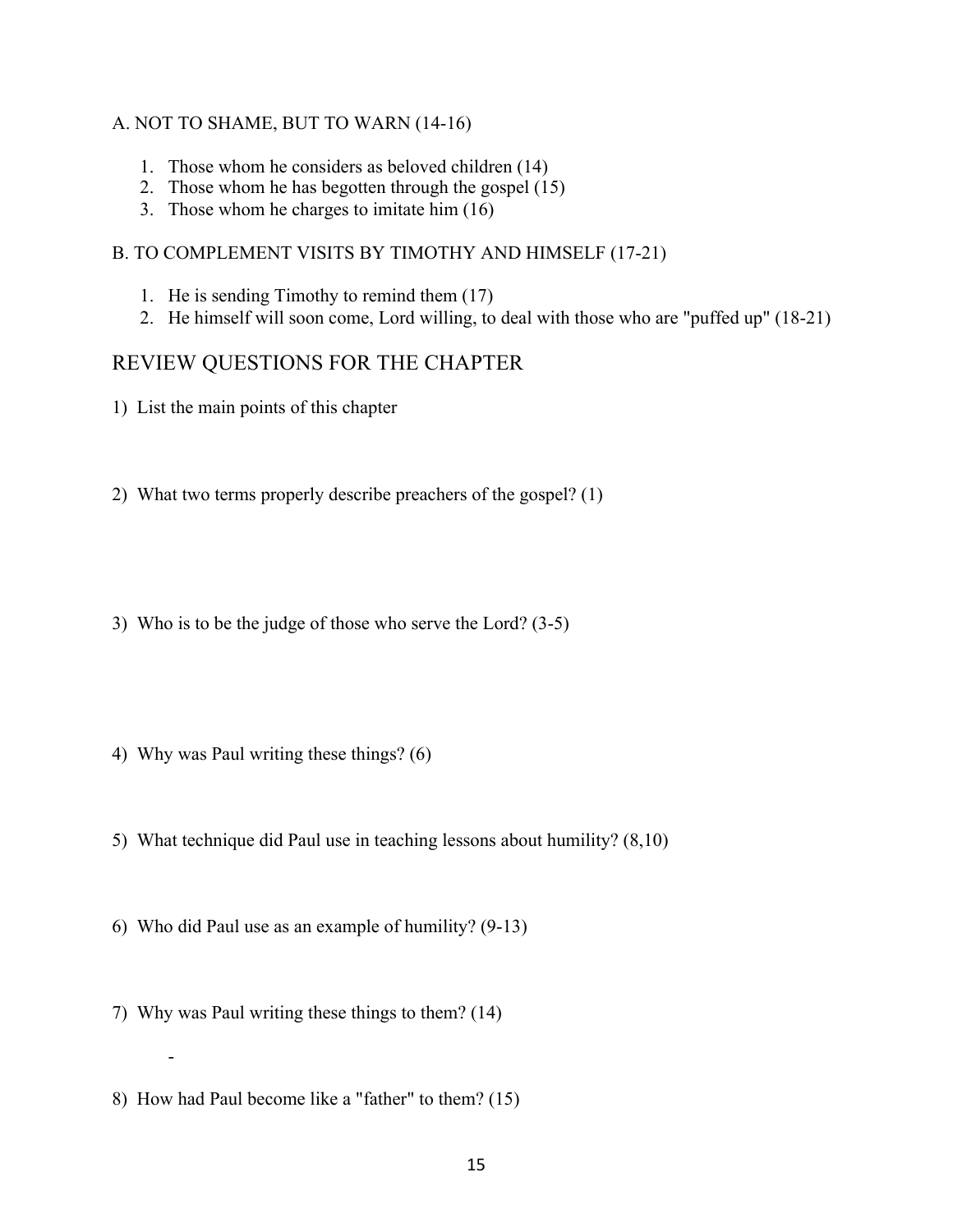### A. NOT TO SHAME, BUT TO WARN (14-16)

1. Those whom he considers as beloved children (14)
2. Those whom he has begotten through the gospel (15)
3. Those whom he charges to imitate him (16)

### B. TO COMPLEMENT VISITS BY TIMOTHY AND HIMSELF (17-21)

1. He is sending Timothy to remind them (17)
2. He himself will soon come, Lord willing, to deal with those who are "puffed up" (18-21)

## REVIEW QUESTIONS FOR THE CHAPTER

1) List the main points of this chapter

2) What two terms properly describe preachers of the gospel? (1)

3) Who is to be the judge of those who serve the Lord? (3-5)

4) Why was Paul writing these things? (6)

5) What technique did Paul use in teaching lessons about humility? (8,10)

6) Who did Paul use as an example of humility? (9-13)

7) Why was Paul writing these things to them? (14)

   -

8) How had Paul become like a "father" to them? (15)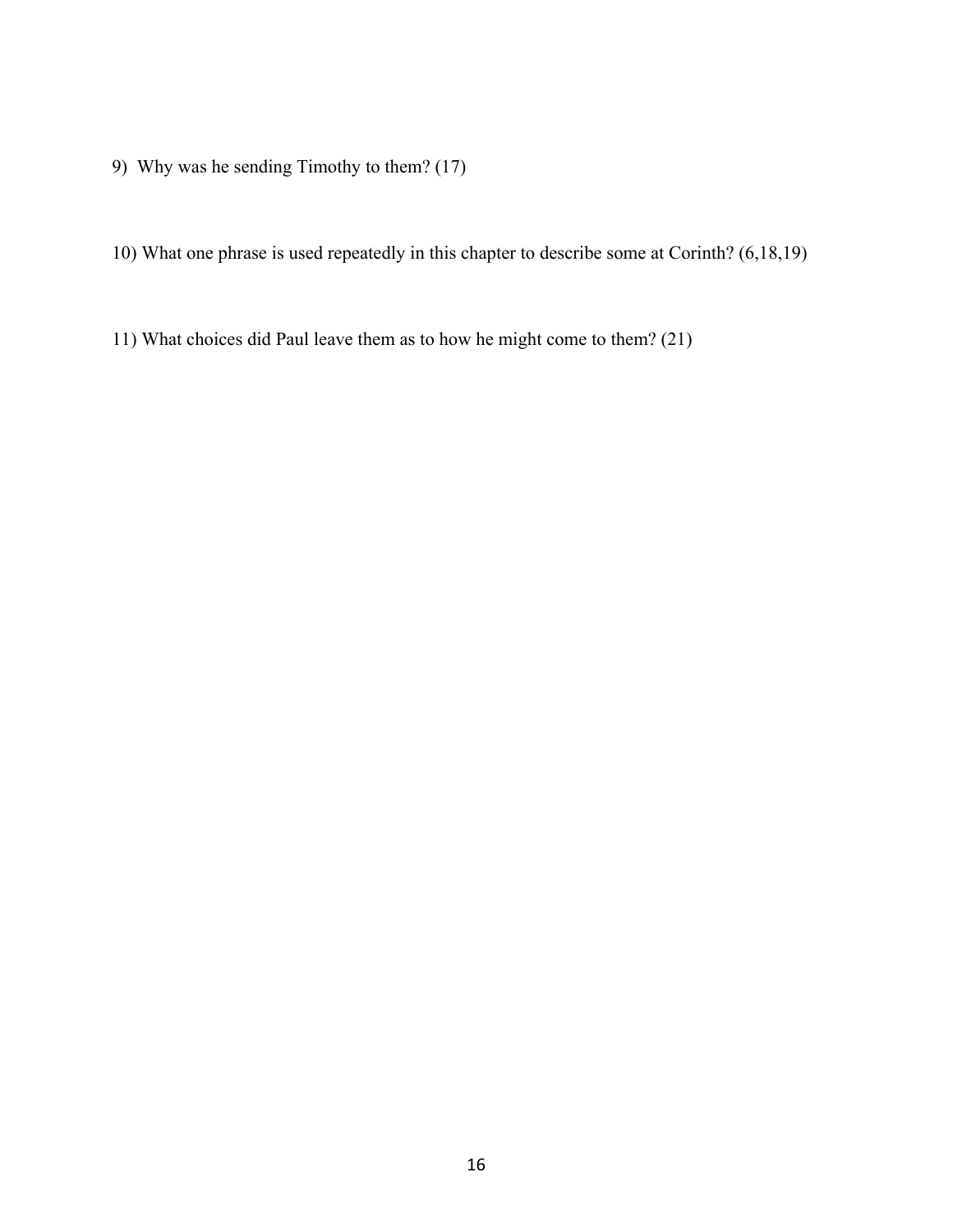9) Why was he sending Timothy to them? (17)

10) What one phrase is used repeatedly in this chapter to describe some at Corinth? (6,18,19)

11) What choices did Paul leave them as to how he might come to them? (21)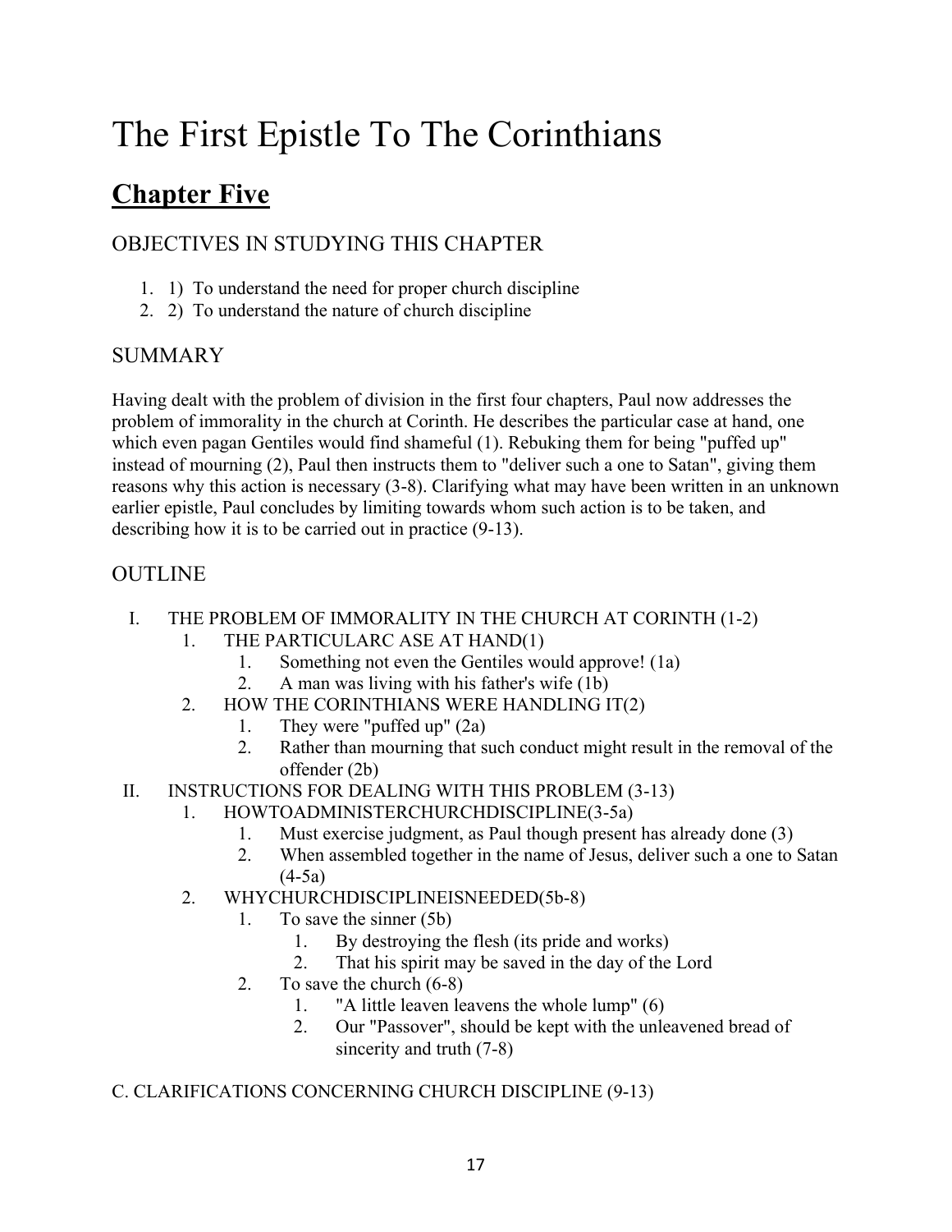# The First Epistle To The Corinthians

## **Chapter Five**

### OBJECTIVES IN STUDYING THIS CHAPTER

1. 1) To understand the need for proper church discipline
2. 2) To understand the nature of church discipline

### SUMMARY

Having dealt with the problem of division in the first four chapters, Paul now addresses the problem of immorality in the church at Corinth. He describes the particular case at hand, one which even pagan Gentiles would find shameful (1). Rebuking them for being "puffed up" instead of mourning (2), Paul then instructs them to "deliver such a one to Satan", giving them reasons why this action is necessary (3-8). Clarifying what may have been written in an unknown earlier epistle, Paul concludes by limiting towards whom such action is to be taken, and describing how it is to be carried out in practice (9-13).

### OUTLINE

- I. THE PROBLEM OF IMMORALITY IN THE CHURCH AT CORINTH (1-2)
  1. THE PARTICULARC ASE AT HAND(1)
     1. Something not even the Gentiles would approve! (1a)
     2. A man was living with his father's wife (1b)
  2. HOW THE CORINTHIANS WERE HANDLING IT(2)
     1. They were "puffed up" (2a)
     2. Rather than mourning that such conduct might result in the removal of the offender (2b)
- II. INSTRUCTIONS FOR DEALING WITH THIS PROBLEM (3-13)
  1. HOWTOADMINISTERCHURCHDISCIPLINE(3-5a)
     1. Must exercise judgment, as Paul though present has already done (3)
     2. When assembled together in the name of Jesus, deliver such a one to Satan (4-5a)
  2. WHYCHURCHDISCIPLINEISNEEDED(5b-8)
     1. To save the sinner (5b)
        1. By destroying the flesh (its pride and works)
        2. That his spirit may be saved in the day of the Lord
     2. To save the church (6-8)
        1. "A little leaven leavens the whole lump" (6)
        2. Our "Passover", should be kept with the unleavened bread of sincerity and truth (7-8)

C. CLARIFICATIONS CONCERNING CHURCH DISCIPLINE (9-13)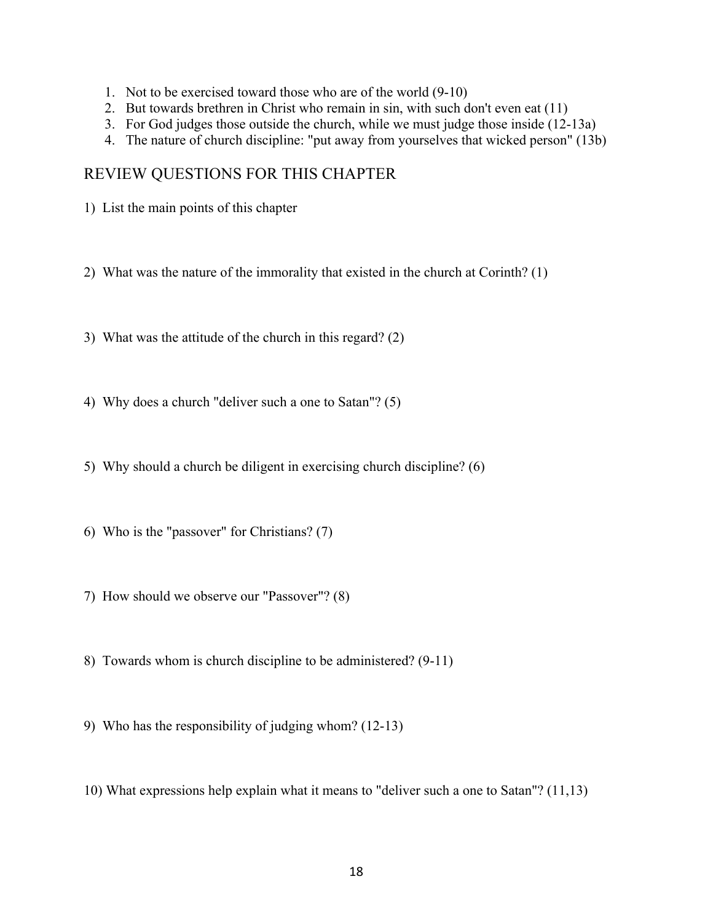1. Not to be exercised toward those who are of the world (9-10)
2. But towards brethren in Christ who remain in sin, with such don't even eat (11)
3. For God judges those outside the church, while we must judge those inside (12-13a)
4. The nature of church discipline: "put away from yourselves that wicked person" (13b)

## REVIEW QUESTIONS FOR THIS CHAPTER

1) List the main points of this chapter

2) What was the nature of the immorality that existed in the church at Corinth? (1)

3) What was the attitude of the church in this regard? (2)

4) Why does a church "deliver such a one to Satan"? (5)

5) Why should a church be diligent in exercising church discipline? (6)

6) Who is the "passover" for Christians? (7)

7) How should we observe our "Passover"? (8)

8) Towards whom is church discipline to be administered? (9-11)

9) Who has the responsibility of judging whom? (12-13)

10) What expressions help explain what it means to "deliver such a one to Satan"? (11,13)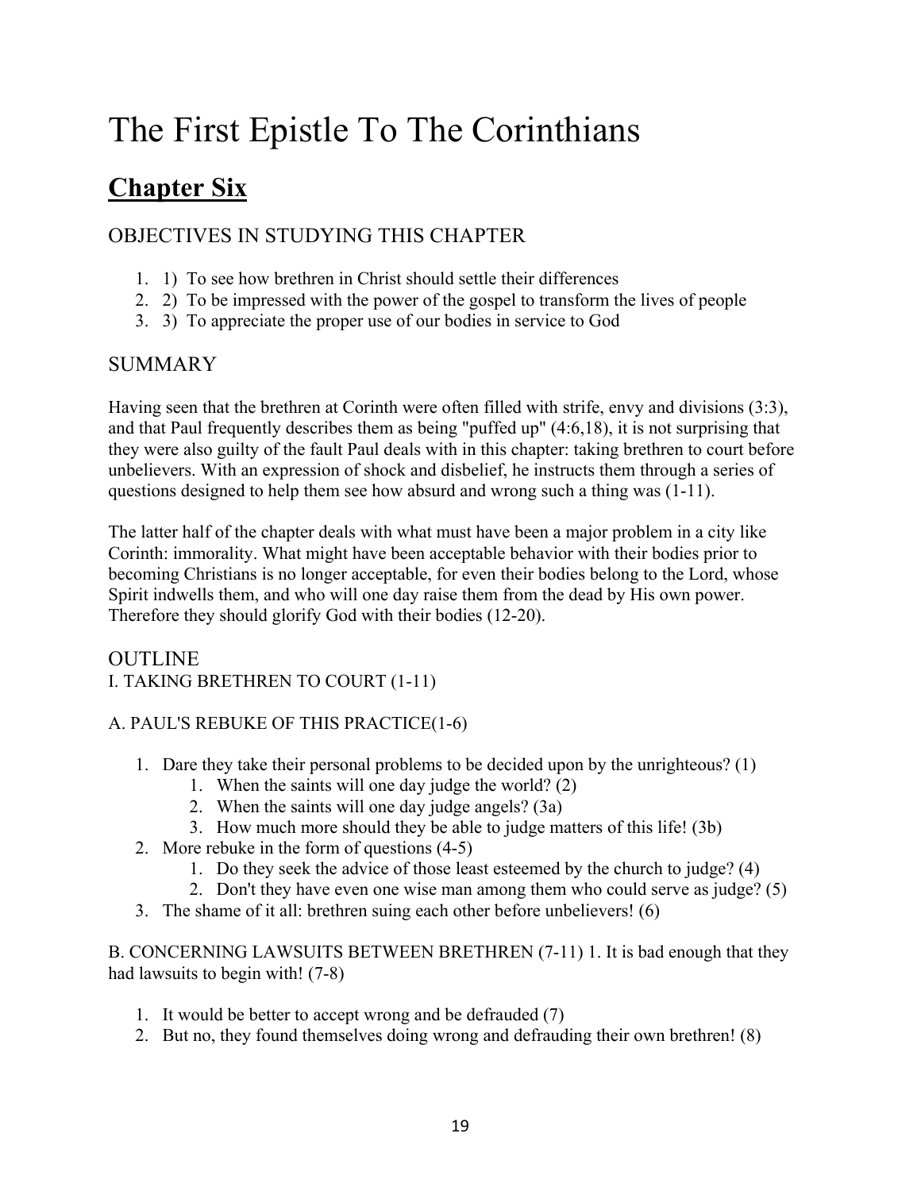# The First Epistle To The Corinthians

## Chapter Six

### OBJECTIVES IN STUDYING THIS CHAPTER

1. 1) To see how brethren in Christ should settle their differences
2. 2) To be impressed with the power of the gospel to transform the lives of people
3. 3) To appreciate the proper use of our bodies in service to God

### SUMMARY

Having seen that the brethren at Corinth were often filled with strife, envy and divisions (3:3), and that Paul frequently describes them as being "puffed up" (4:6,18), it is not surprising that they were also guilty of the fault Paul deals with in this chapter: taking brethren to court before unbelievers. With an expression of shock and disbelief, he instructs them through a series of questions designed to help them see how absurd and wrong such a thing was (1-11).

The latter half of the chapter deals with what must have been a major problem in a city like Corinth: immorality. What might have been acceptable behavior with their bodies prior to becoming Christians is no longer acceptable, for even their bodies belong to the Lord, whose Spirit indwells them, and who will one day raise them from the dead by His own power. Therefore they should glorify God with their bodies (12-20).

### OUTLINE

I. TAKING BRETHREN TO COURT (1-11)

A. PAUL'S REBUKE OF THIS PRACTICE(1-6)

1. Dare they take their personal problems to be decided upon by the unrighteous? (1)
   1. When the saints will one day judge the world? (2)
   2. When the saints will one day judge angels? (3a)
   3. How much more should they be able to judge matters of this life! (3b)
2. More rebuke in the form of questions (4-5)
   1. Do they seek the advice of those least esteemed by the church to judge? (4)
   2. Don't they have even one wise man among them who could serve as judge? (5)
3. The shame of it all: brethren suing each other before unbelievers! (6)

B. CONCERNING LAWSUITS BETWEEN BRETHREN (7-11) 1. It is bad enough that they had lawsuits to begin with! (7-8)

1. It would be better to accept wrong and be defrauded (7)
2. But no, they found themselves doing wrong and defrauding their own brethren! (8)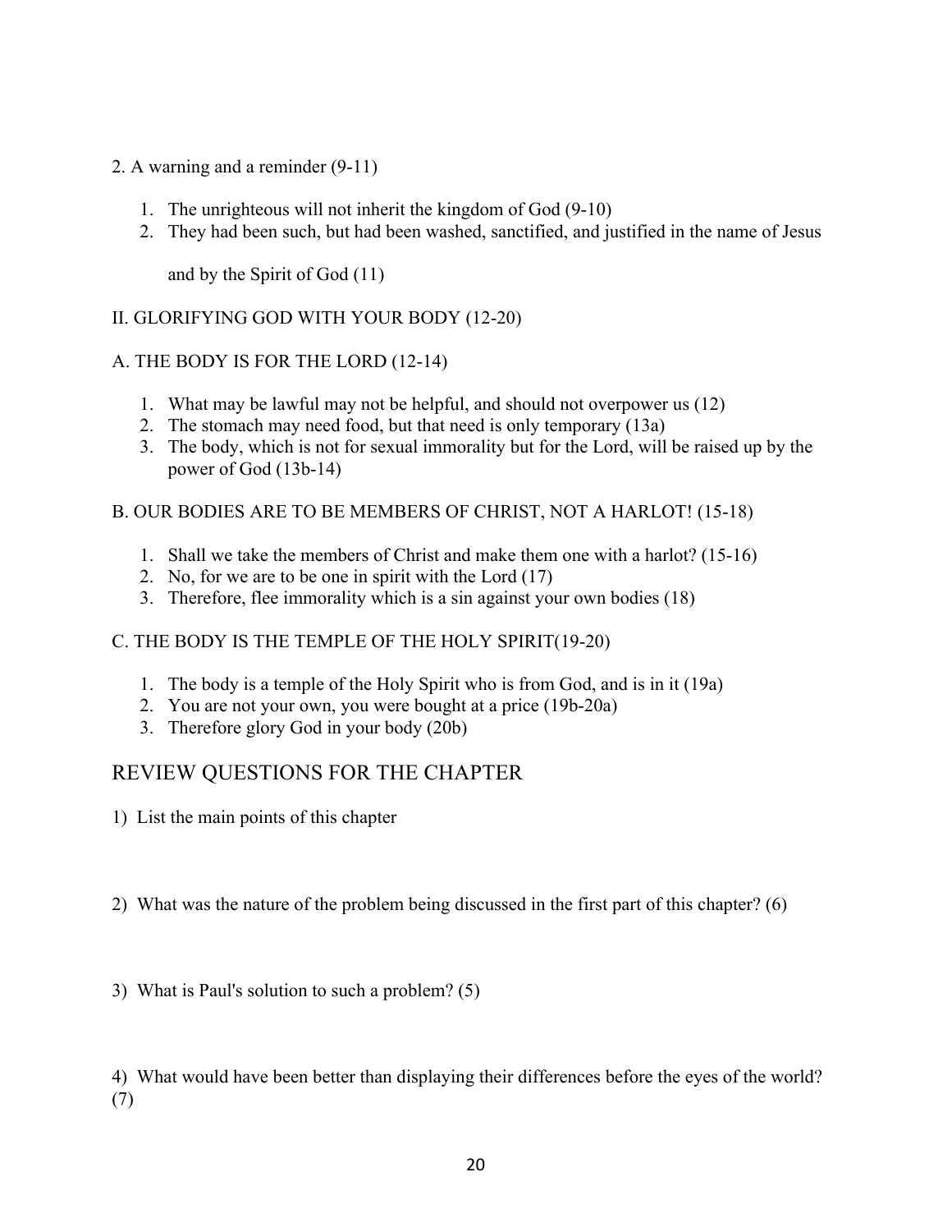2. A warning and a reminder (9-11)

1. The unrighteous will not inherit the kingdom of God (9-10)
2. They had been such, but had been washed, sanctified, and justified in the name of Jesus and by the Spirit of God (11)

II. GLORIFYING GOD WITH YOUR BODY (12-20)

A. THE BODY IS FOR THE LORD (12-14)

1. What may be lawful may not be helpful, and should not overpower us (12)
2. The stomach may need food, but that need is only temporary (13a)
3. The body, which is not for sexual immorality but for the Lord, will be raised up by the power of God (13b-14)

B. OUR BODIES ARE TO BE MEMBERS OF CHRIST, NOT A HARLOT! (15-18)

1. Shall we take the members of Christ and make them one with a harlot? (15-16)
2. No, for we are to be one in spirit with the Lord (17)
3. Therefore, flee immorality which is a sin against your own bodies (18)

C. THE BODY IS THE TEMPLE OF THE HOLY SPIRIT(19-20)

1. The body is a temple of the Holy Spirit who is from God, and is in it (19a)
2. You are not your own, you were bought at a price (19b-20a)
3. Therefore glory God in your body (20b)

## REVIEW QUESTIONS FOR THE CHAPTER

1) List the main points of this chapter

2) What was the nature of the problem being discussed in the first part of this chapter? (6)

3) What is Paul's solution to such a problem? (5)

4) What would have been better than displaying their differences before the eyes of the world? (7)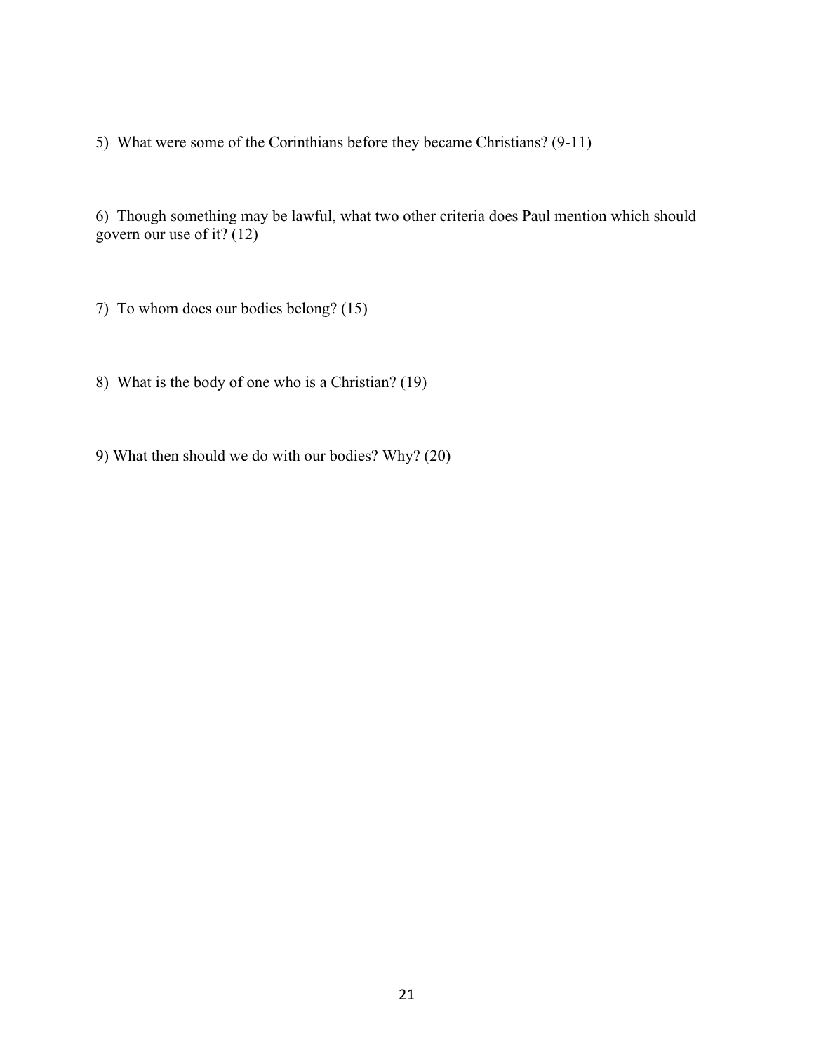5) What were some of the Corinthians before they became Christians? (9-11)

6) Though something may be lawful, what two other criteria does Paul mention which should govern our use of it? (12)

7) To whom does our bodies belong? (15)

8) What is the body of one who is a Christian? (19)

9) What then should we do with our bodies? Why? (20)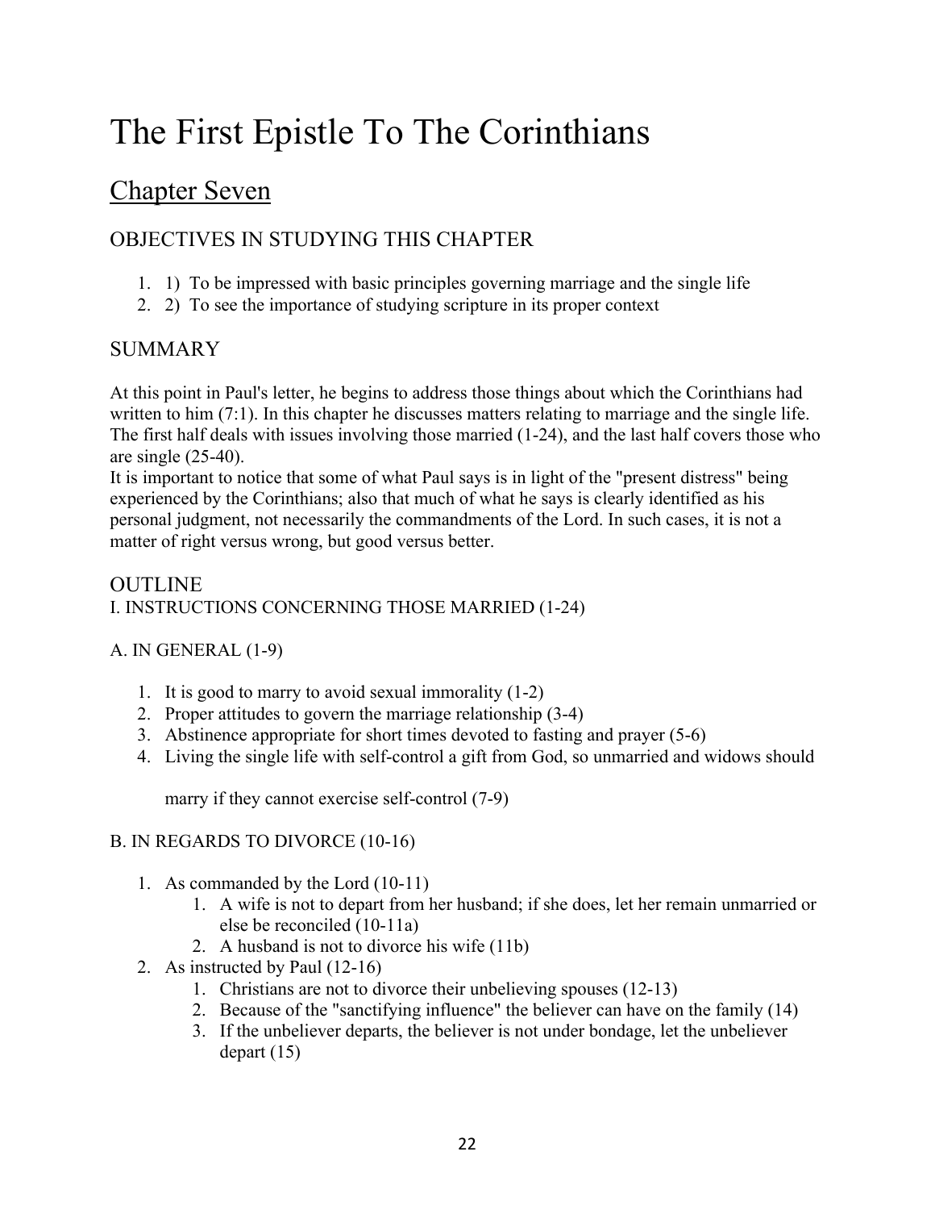# The First Epistle To The Corinthians

## Chapter Seven

### OBJECTIVES IN STUDYING THIS CHAPTER

1. 1) To be impressed with basic principles governing marriage and the single life
2. 2) To see the importance of studying scripture in its proper context

### SUMMARY

At this point in Paul's letter, he begins to address those things about which the Corinthians had written to him (7:1). In this chapter he discusses matters relating to marriage and the single life. The first half deals with issues involving those married (1-24), and the last half covers those who are single (25-40).

It is important to notice that some of what Paul says is in light of the "present distress" being experienced by the Corinthians; also that much of what he says is clearly identified as his personal judgment, not necessarily the commandments of the Lord. In such cases, it is not a matter of right versus wrong, but good versus better.

### OUTLINE

I. INSTRUCTIONS CONCERNING THOSE MARRIED (1-24)

A. IN GENERAL (1-9)

1. It is good to marry to avoid sexual immorality (1-2)
2. Proper attitudes to govern the marriage relationship (3-4)
3. Abstinence appropriate for short times devoted to fasting and prayer (5-6)
4. Living the single life with self-control a gift from God, so unmarried and widows should marry if they cannot exercise self-control (7-9)

B. IN REGARDS TO DIVORCE (10-16)

1. As commanded by the Lord (10-11)
   1. A wife is not to depart from her husband; if she does, let her remain unmarried or else be reconciled (10-11a)
   2. A husband is not to divorce his wife (11b)
2. As instructed by Paul (12-16)
   1. Christians are not to divorce their unbelieving spouses (12-13)
   2. Because of the "sanctifying influence" the believer can have on the family (14)
   3. If the unbeliever departs, the believer is not under bondage, let the unbeliever depart (15)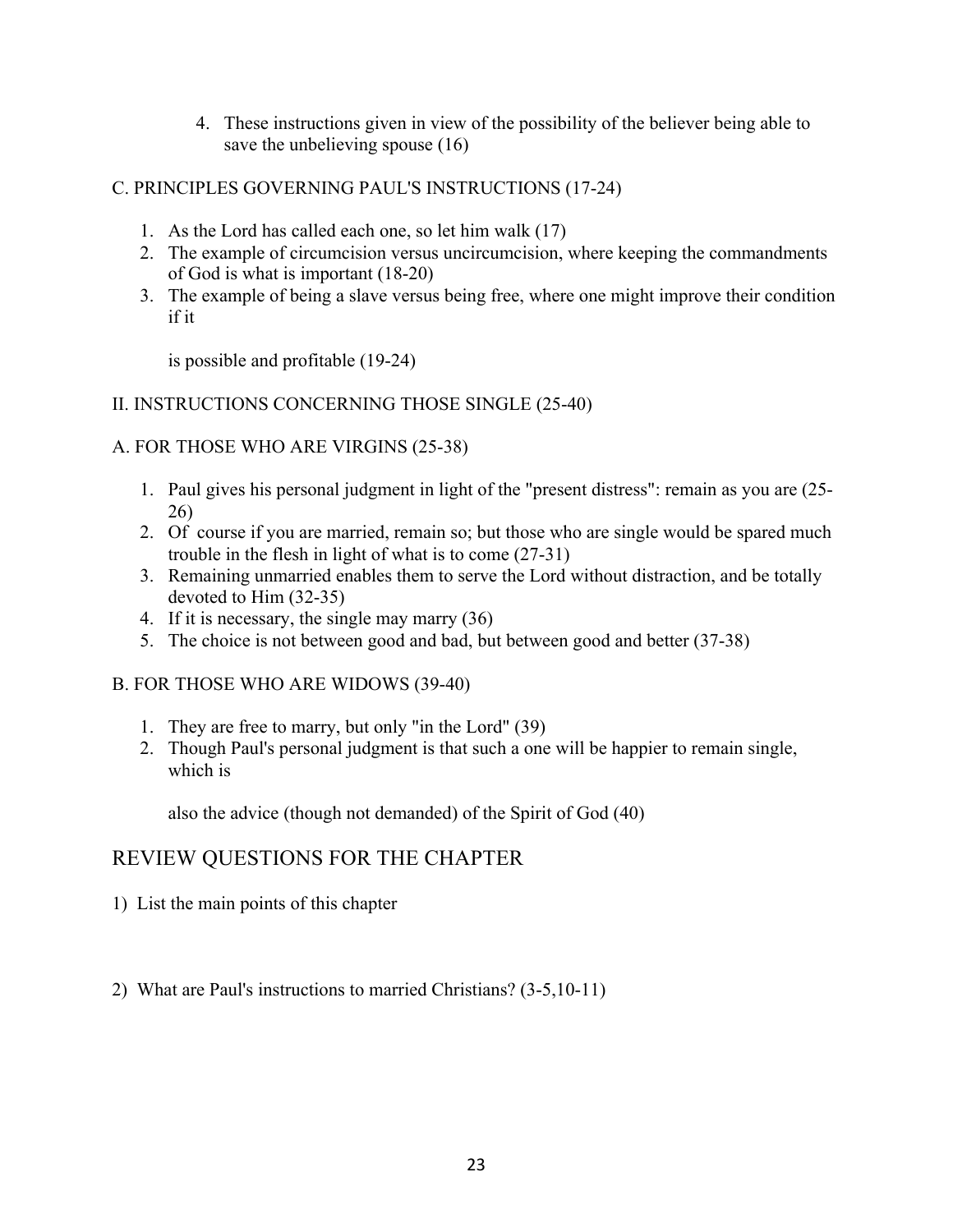4. These instructions given in view of the possibility of the believer being able to save the unbelieving spouse (16)

C. PRINCIPLES GOVERNING PAUL'S INSTRUCTIONS (17-24)

1. As the Lord has called each one, so let him walk (17)
2. The example of circumcision versus uncircumcision, where keeping the commandments of God is what is important (18-20)
3. The example of being a slave versus being free, where one might improve their condition if it

   is possible and profitable (19-24)

II. INSTRUCTIONS CONCERNING THOSE SINGLE (25-40)

A. FOR THOSE WHO ARE VIRGINS (25-38)

1. Paul gives his personal judgment in light of the "present distress": remain as you are (25-26)
2. Of course if you are married, remain so; but those who are single would be spared much trouble in the flesh in light of what is to come (27-31)
3. Remaining unmarried enables them to serve the Lord without distraction, and be totally devoted to Him (32-35)
4. If it is necessary, the single may marry (36)
5. The choice is not between good and bad, but between good and better (37-38)

B. FOR THOSE WHO ARE WIDOWS (39-40)

1. They are free to marry, but only "in the Lord" (39)
2. Though Paul's personal judgment is that such a one will be happier to remain single, which is

   also the advice (though not demanded) of the Spirit of God (40)

## REVIEW QUESTIONS FOR THE CHAPTER

1) List the main points of this chapter

2) What are Paul's instructions to married Christians? (3-5,10-11)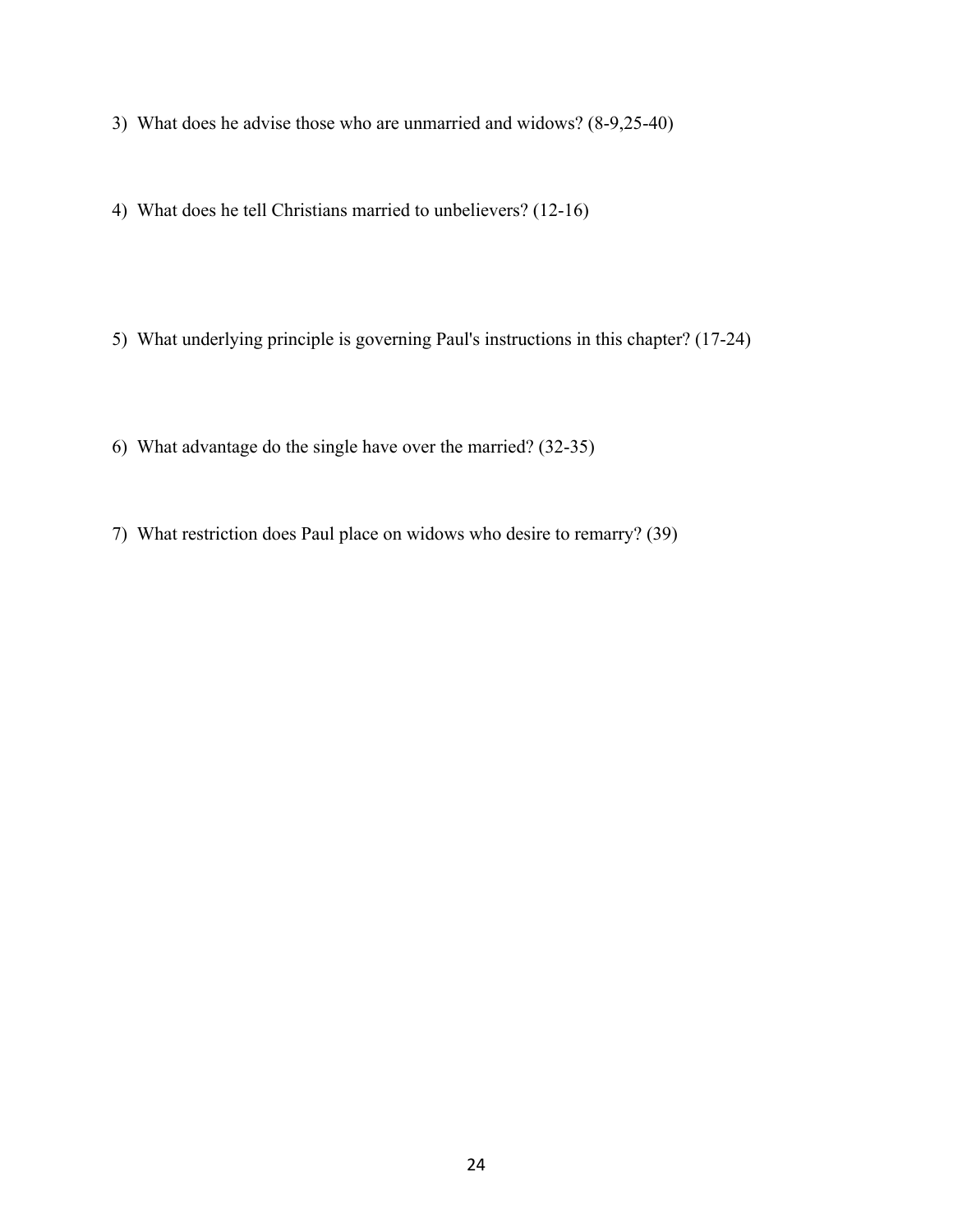3) What does he advise those who are unmarried and widows? (8-9,25-40)

4) What does he tell Christians married to unbelievers? (12-16)

5) What underlying principle is governing Paul's instructions in this chapter? (17-24)

6) What advantage do the single have over the married? (32-35)

7) What restriction does Paul place on widows who desire to remarry? (39)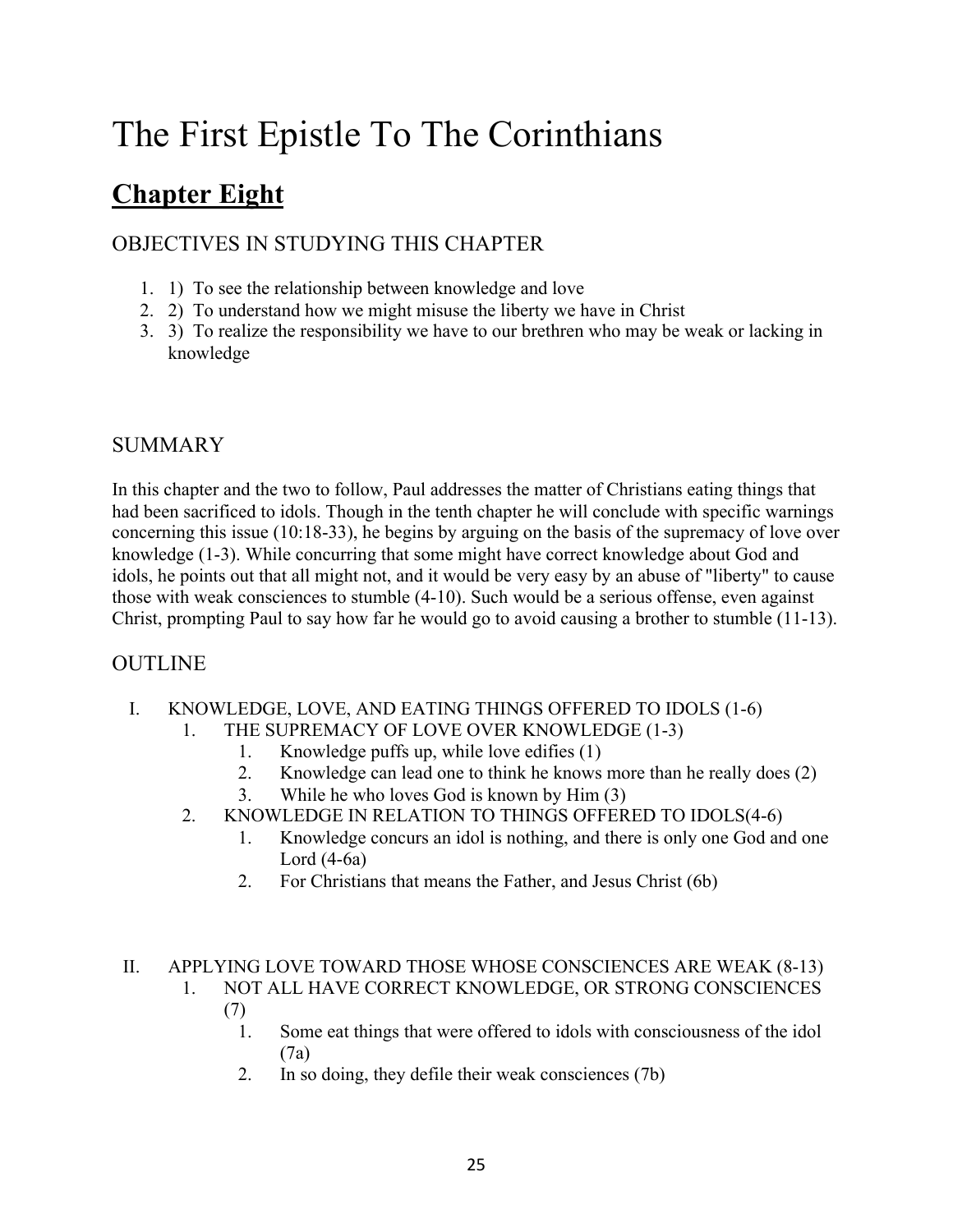# The First Epistle To The Corinthians

## Chapter Eight

### OBJECTIVES IN STUDYING THIS CHAPTER

1. 1) To see the relationship between knowledge and love
2. 2) To understand how we might misuse the liberty we have in Christ
3. 3) To realize the responsibility we have to our brethren who may be weak or lacking in knowledge

### SUMMARY

In this chapter and the two to follow, Paul addresses the matter of Christians eating things that had been sacrificed to idols. Though in the tenth chapter he will conclude with specific warnings concerning this issue (10:18-33), he begins by arguing on the basis of the supremacy of love over knowledge (1-3). While concurring that some might have correct knowledge about God and idols, he points out that all might not, and it would be very easy by an abuse of "liberty" to cause those with weak consciences to stumble (4-10). Such would be a serious offense, even against Christ, prompting Paul to say how far he would go to avoid causing a brother to stumble (11-13).

### OUTLINE

I. KNOWLEDGE, LOVE, AND EATING THINGS OFFERED TO IDOLS (1-6)
   1. THE SUPREMACY OF LOVE OVER KNOWLEDGE (1-3)
      1. Knowledge puffs up, while love edifies (1)
      2. Knowledge can lead one to think he knows more than he really does (2)
      3. While he who loves God is known by Him (3)
   2. KNOWLEDGE IN RELATION TO THINGS OFFERED TO IDOLS(4-6)
      1. Knowledge concurs an idol is nothing, and there is only one God and one Lord (4-6a)
      2. For Christians that means the Father, and Jesus Christ (6b)

II. APPLYING LOVE TOWARD THOSE WHOSE CONSCIENCES ARE WEAK (8-13)
   1. NOT ALL HAVE CORRECT KNOWLEDGE, OR STRONG CONSCIENCES (7)
      1. Some eat things that were offered to idols with consciousness of the idol (7a)
      2. In so doing, they defile their weak consciences (7b)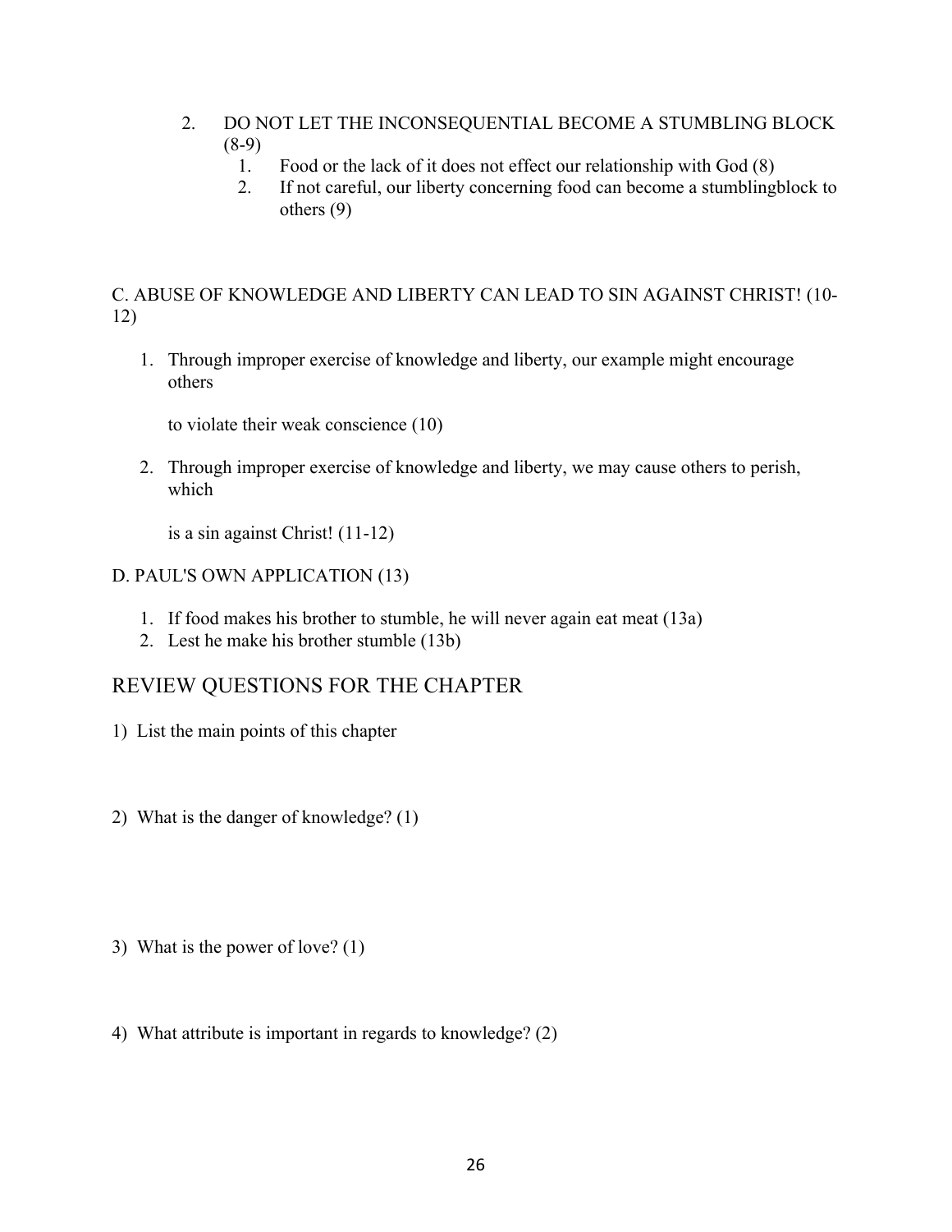2. DO NOT LET THE INCONSEQUENTIAL BECOME A STUMBLING BLOCK (8-9)
   1. Food or the lack of it does not effect our relationship with God (8)
   2. If not careful, our liberty concerning food can become a stumblingblock to others (9)

C. ABUSE OF KNOWLEDGE AND LIBERTY CAN LEAD TO SIN AGAINST CHRIST! (10-12)

1. Through improper exercise of knowledge and liberty, our example might encourage others

   to violate their weak conscience (10)

2. Through improper exercise of knowledge and liberty, we may cause others to perish, which

   is a sin against Christ! (11-12)

D. PAUL'S OWN APPLICATION (13)

1. If food makes his brother to stumble, he will never again eat meat (13a)
2. Lest he make his brother stumble (13b)

## REVIEW QUESTIONS FOR THE CHAPTER

1) List the main points of this chapter

2) What is the danger of knowledge? (1)

3) What is the power of love? (1)

4) What attribute is important in regards to knowledge? (2)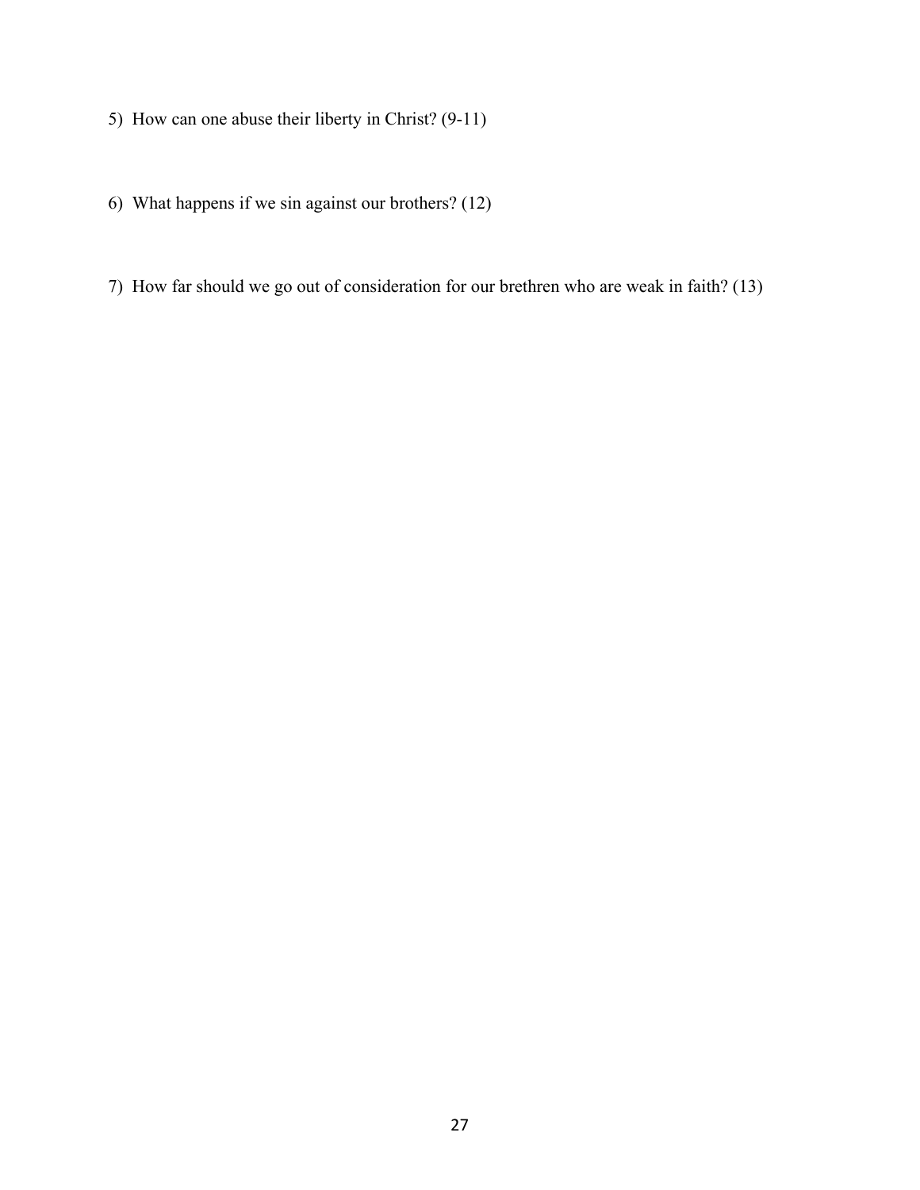5) How can one abuse their liberty in Christ? (9-11)

6) What happens if we sin against our brothers? (12)

7) How far should we go out of consideration for our brethren who are weak in faith? (13)